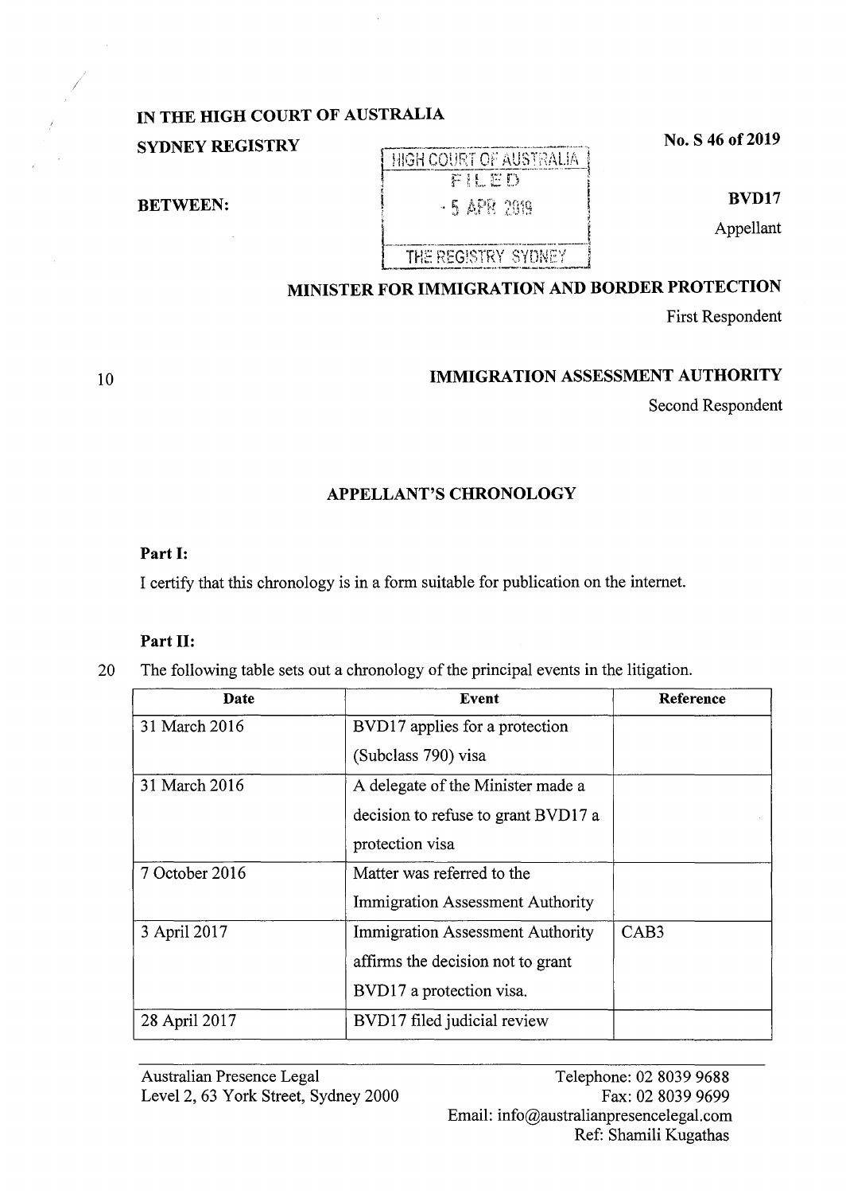**IN THE HIGH COURT OF AUSTRALIA**

**SYDNEY REGISTRY**

**No. S 46 of 2019**

HIGH COURT OF AUSTRALIA
FILED
- 5 APR 2019
THE REGISTRY SYDNEY

**BETWEEN:**

**BVD17**

Appellant

**MINISTER FOR IMMIGRATION AND BORDER PROTECTION**

First Respondent

10

**IMMIGRATION ASSESSMENT AUTHORITY**

Second Respondent

## APPELLANT'S CHRONOLOGY

### Part I:

I certify that this chronology is in a form suitable for publication on the internet.

### Part II:

20 The following table sets out a chronology of the principal events in the litigation.

| Date | Event | Reference |
|---|---|---|
| 31 March 2016 | BVD17 applies for a protection (Subclass 790) visa | |
| 31 March 2016 | A delegate of the Minister made a decision to refuse to grant BVD17 a protection visa | |
| 7 October 2016 | Matter was referred to the Immigration Assessment Authority | |
| 3 April 2017 | Immigration Assessment Authority affirms the decision not to grant BVD17 a protection visa. | CAB3 |
| 28 April 2017 | BVD17 filed judicial review | |

Australian Presence Legal
Level 2, 63 York Street, Sydney 2000

Telephone: 02 8039 9688
Fax: 02 8039 9699
Email: info@australianpresencelegal.com
Ref: Shamili Kugathas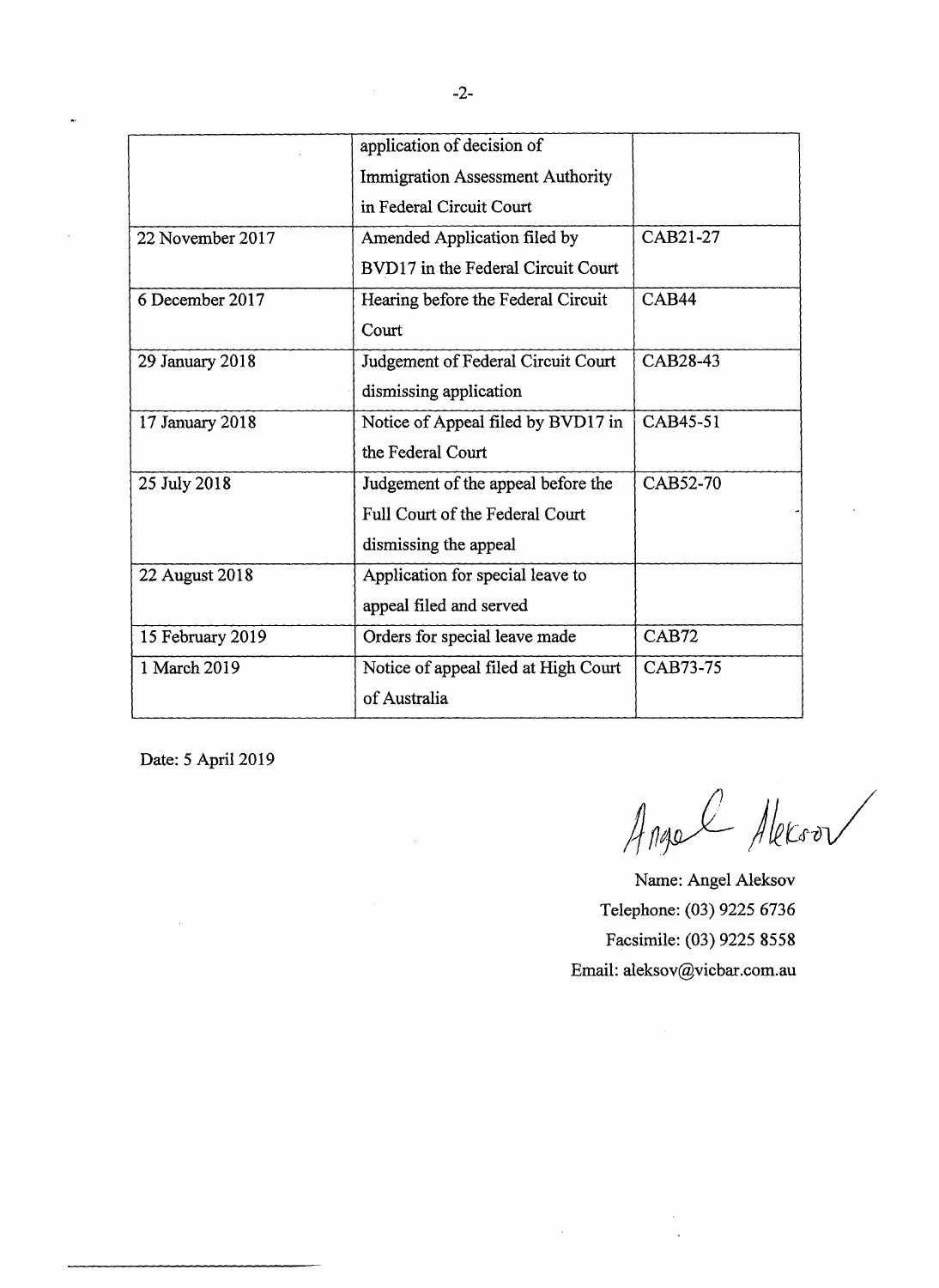| | | |
|---|---|---|
| | application of decision of Immigration Assessment Authority in Federal Circuit Court | |
| 22 November 2017 | Amended Application filed by BVD17 in the Federal Circuit Court | CAB21-27 |
| 6 December 2017 | Hearing before the Federal Circuit Court | CAB44 |
| 29 January 2018 | Judgement of Federal Circuit Court dismissing application | CAB28-43 |
| 17 January 2018 | Notice of Appeal filed by BVD17 in the Federal Court | CAB45-51 |
| 25 July 2018 | Judgement of the appeal before the Full Court of the Federal Court dismissing the appeal | CAB52-70 |
| 22 August 2018 | Application for special leave to appeal filed and served | |
| 15 February 2019 | Orders for special leave made | CAB72 |
| 1 March 2019 | Notice of appeal filed at High Court of Australia | CAB73-75 |

Date: 5 April 2019

Angel Aleksov

Name: Angel Aleksov
Telephone: (03) 9225 6736
Facsimile: (03) 9225 8558
Email: aleksov@vicbar.com.au